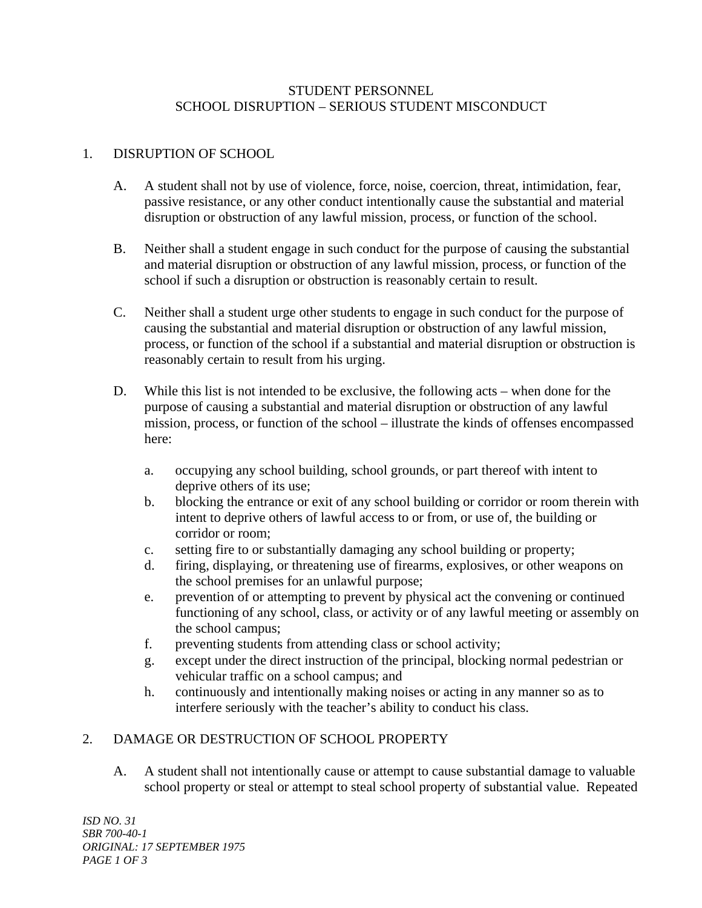# STUDENT PERSONNEL
# SCHOOL DISRUPTION – SERIOUS STUDENT MISCONDUCT

## 1. DISRUPTION OF SCHOOL

A. A student shall not by use of violence, force, noise, coercion, threat, intimidation, fear, passive resistance, or any other conduct intentionally cause the substantial and material disruption or obstruction of any lawful mission, process, or function of the school.

B. Neither shall a student engage in such conduct for the purpose of causing the substantial and material disruption or obstruction of any lawful mission, process, or function of the school if such a disruption or obstruction is reasonably certain to result.

C. Neither shall a student urge other students to engage in such conduct for the purpose of causing the substantial and material disruption or obstruction of any lawful mission, process, or function of the school if a substantial and material disruption or obstruction is reasonably certain to result from his urging.

D. While this list is not intended to be exclusive, the following acts – when done for the purpose of causing a substantial and material disruption or obstruction of any lawful mission, process, or function of the school – illustrate the kinds of offenses encompassed here:

   a. occupying any school building, school grounds, or part thereof with intent to deprive others of its use;
   b. blocking the entrance or exit of any school building or corridor or room therein with intent to deprive others of lawful access to or from, or use of, the building or corridor or room;
   c. setting fire to or substantially damaging any school building or property;
   d. firing, displaying, or threatening use of firearms, explosives, or other weapons on the school premises for an unlawful purpose;
   e. prevention of or attempting to prevent by physical act the convening or continued functioning of any school, class, or activity or of any lawful meeting or assembly on the school campus;
   f. preventing students from attending class or school activity;
   g. except under the direct instruction of the principal, blocking normal pedestrian or vehicular traffic on a school campus; and
   h. continuously and intentionally making noises or acting in any manner so as to interfere seriously with the teacher's ability to conduct his class.

## 2. DAMAGE OR DESTRUCTION OF SCHOOL PROPERTY

A. A student shall not intentionally cause or attempt to cause substantial damage to valuable school property or steal or attempt to steal school property of substantial value. Repeated

*ISD NO. 31*
*SBR 700-40-1*
*ORIGINAL: 17 SEPTEMBER 1975*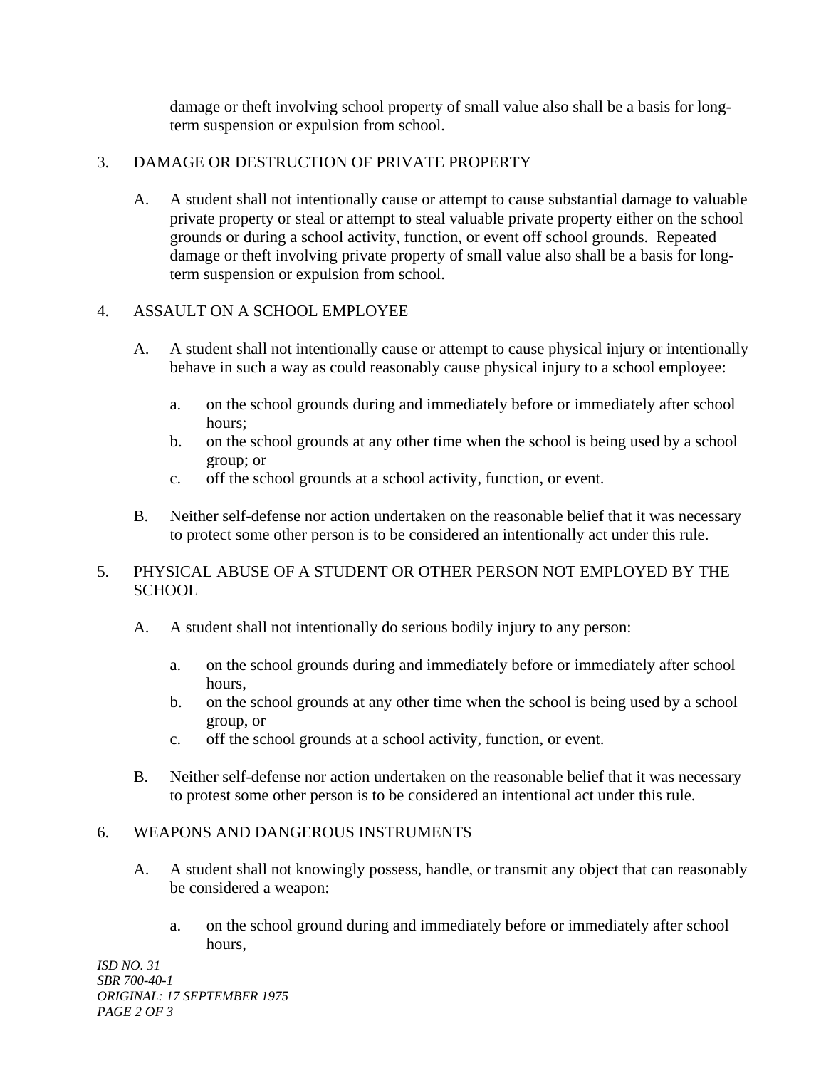damage or theft involving school property of small value also shall be a basis for long-term suspension or expulsion from school.

3. DAMAGE OR DESTRUCTION OF PRIVATE PROPERTY

   A. A student shall not intentionally cause or attempt to cause substantial damage to valuable private property or steal or attempt to steal valuable private property either on the school grounds or during a school activity, function, or event off school grounds. Repeated damage or theft involving private property of small value also shall be a basis for long-term suspension or expulsion from school.

4. ASSAULT ON A SCHOOL EMPLOYEE

   A. A student shall not intentionally cause or attempt to cause physical injury or intentionally behave in such a way as could reasonably cause physical injury to a school employee:

      a. on the school grounds during and immediately before or immediately after school hours;
      b. on the school grounds at any other time when the school is being used by a school group; or
      c. off the school grounds at a school activity, function, or event.

   B. Neither self-defense nor action undertaken on the reasonable belief that it was necessary to protect some other person is to be considered an intentionally act under this rule.

5. PHYSICAL ABUSE OF A STUDENT OR OTHER PERSON NOT EMPLOYED BY THE SCHOOL

   A. A student shall not intentionally do serious bodily injury to any person:

      a. on the school grounds during and immediately before or immediately after school hours,
      b. on the school grounds at any other time when the school is being used by a school group, or
      c. off the school grounds at a school activity, function, or event.

   B. Neither self-defense nor action undertaken on the reasonable belief that it was necessary to protest some other person is to be considered an intentional act under this rule.

6. WEAPONS AND DANGEROUS INSTRUMENTS

   A. A student shall not knowingly possess, handle, or transmit any object that can reasonably be considered a weapon:

      a. on the school ground during and immediately before or immediately after school hours,

*ISD NO. 31*
*SBR 700-40-1*
*ORIGINAL: 17 SEPTEMBER 1975*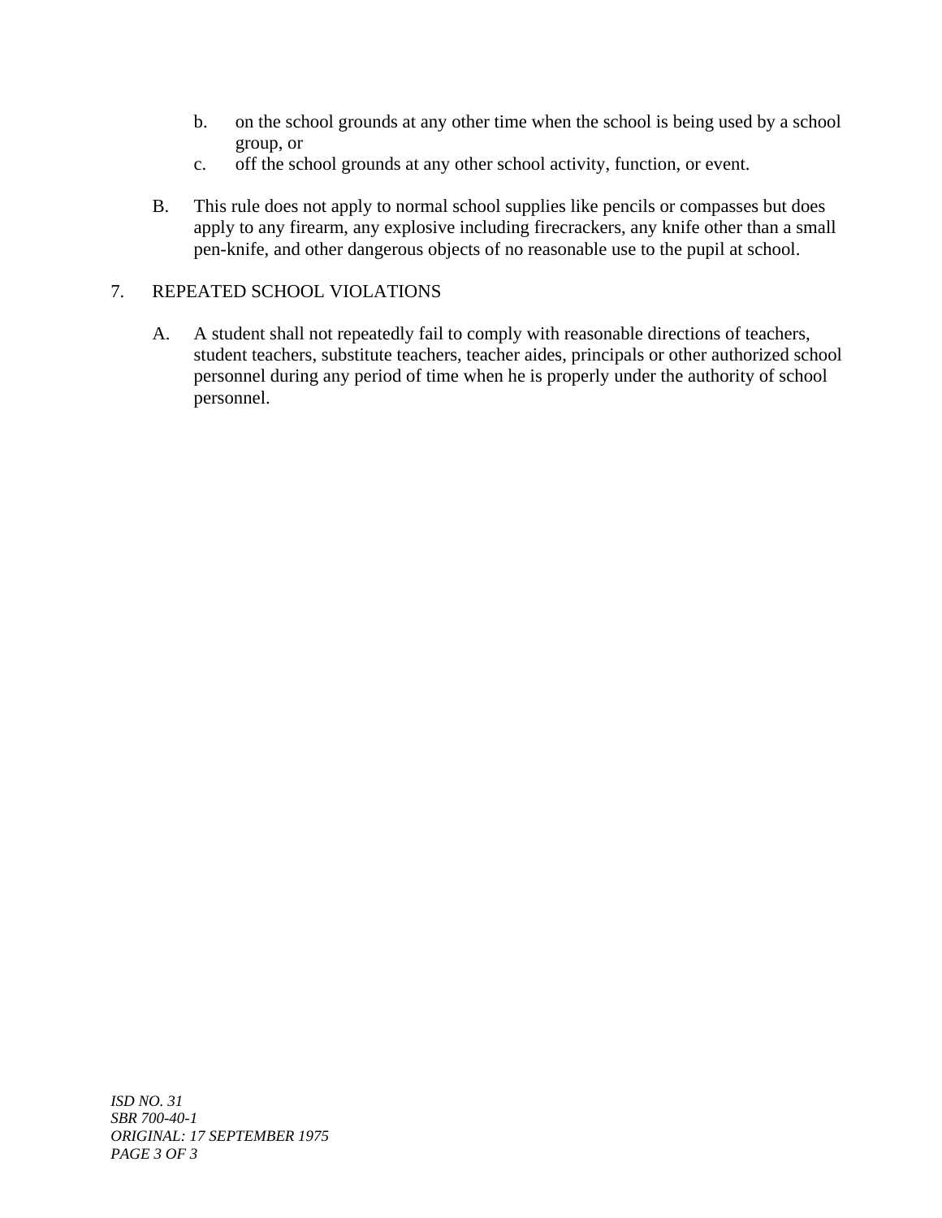b. on the school grounds at any other time when the school is being used by a school group, or
c. off the school grounds at any other school activity, function, or event.

B. This rule does not apply to normal school supplies like pencils or compasses but does apply to any firearm, any explosive including firecrackers, any knife other than a small pen-knife, and other dangerous objects of no reasonable use to the pupil at school.

7. REPEATED SCHOOL VIOLATIONS

A. A student shall not repeatedly fail to comply with reasonable directions of teachers, student teachers, substitute teachers, teacher aides, principals or other authorized school personnel during any period of time when he is properly under the authority of school personnel.